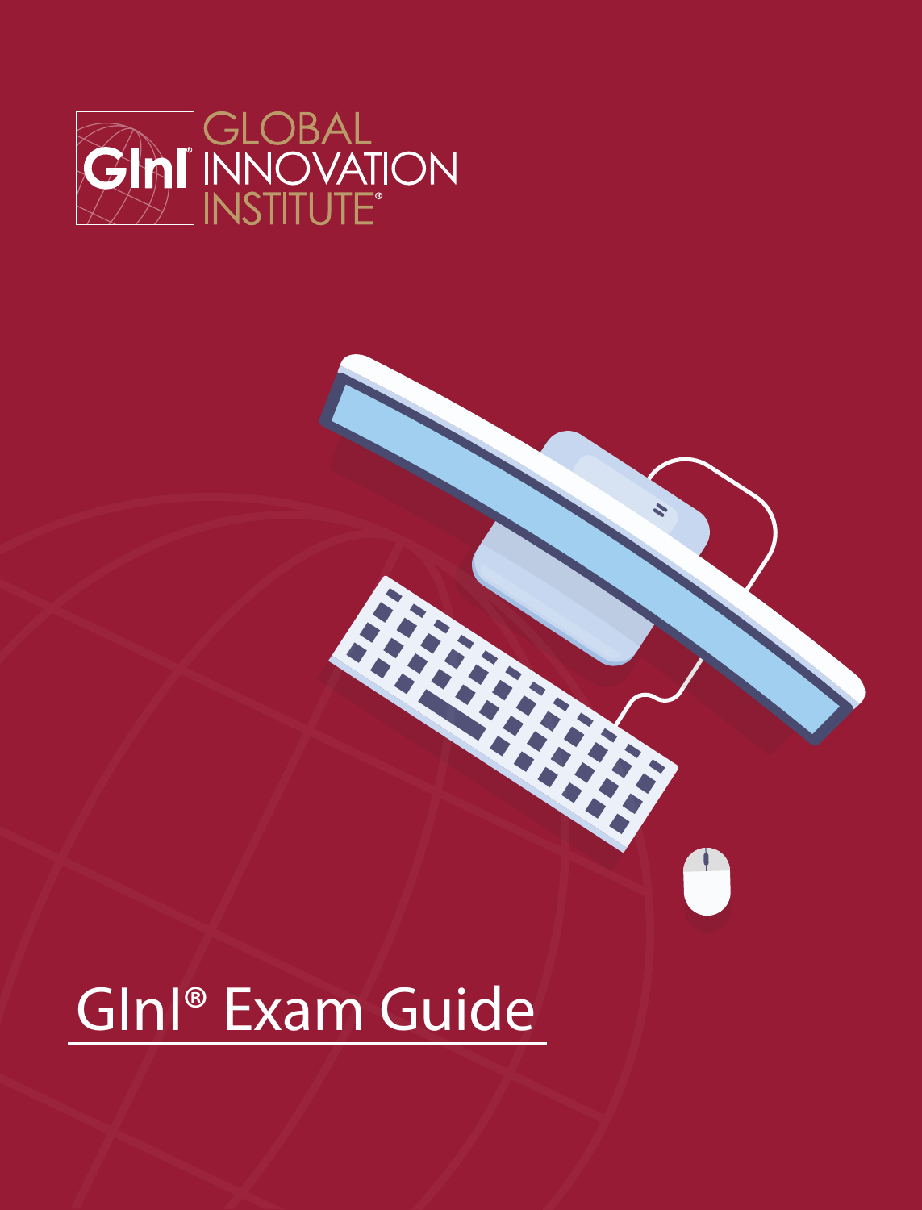GInI® GLOBAL INNOVATION INSTITUTE®

# GInI® Exam Guide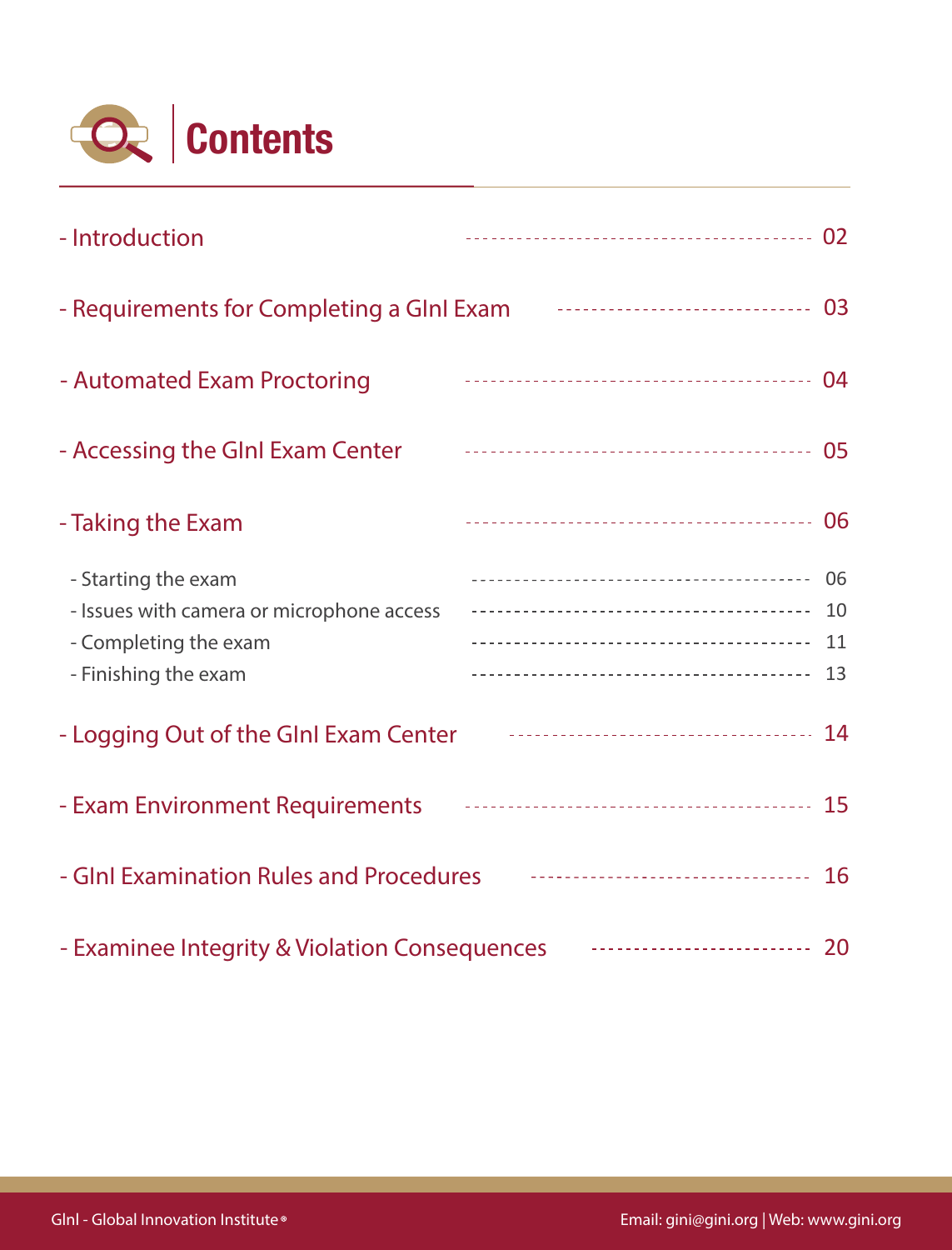# Contents

- Introduction ---- 02
- Requirements for Completing a GInI Exam ---- 03
- Automated Exam Proctoring ---- 04
- Accessing the GInI Exam Center ---- 05
- Taking the Exam ---- 06
  - Starting the exam ---- 06
  - Issues with camera or microphone access ---- 10
  - Completing the exam ---- 11
  - Finishing the exam ---- 13
- Logging Out of the GInI Exam Center ---- 14
- Exam Environment Requirements ---- 15
- GInI Examination Rules and Procedures ---- 16
- Examinee Integrity & Violation Consequences ---- 20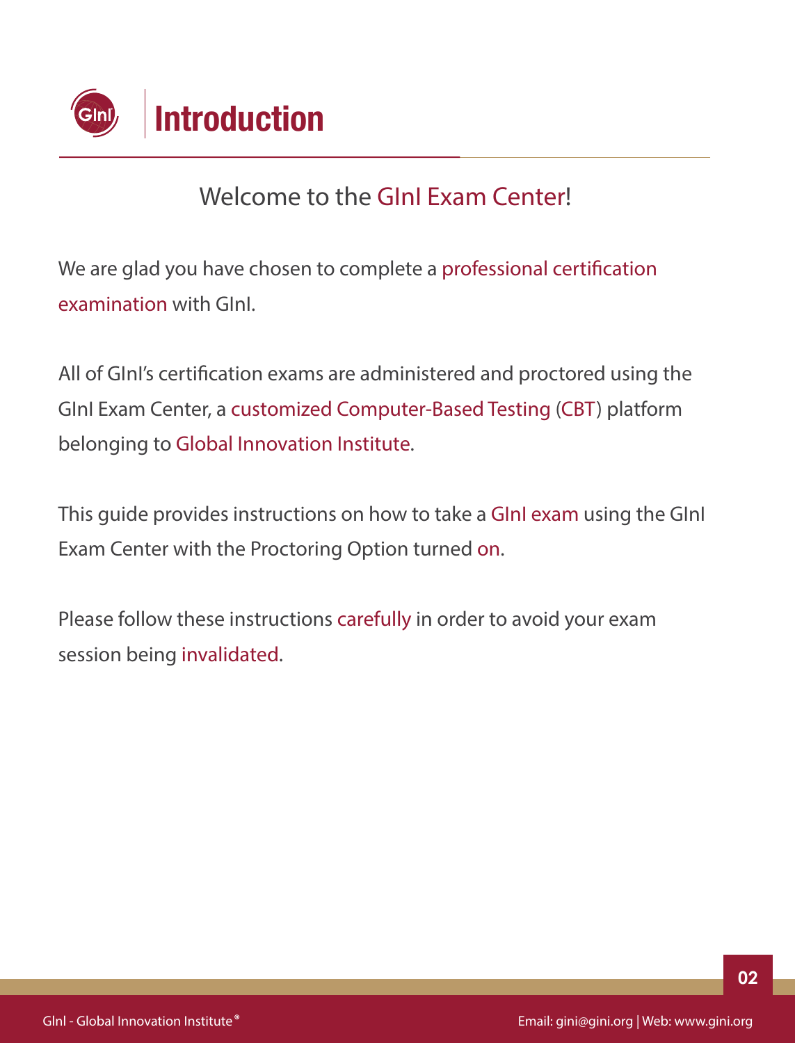# Introduction

Welcome to the GInI Exam Center!

We are glad you have chosen to complete a professional certification examination with GInI.

All of GInI's certification exams are administered and proctored using the GInI Exam Center, a customized Computer-Based Testing (CBT) platform belonging to Global Innovation Institute.

This guide provides instructions on how to take a GInI exam using the GInI Exam Center with the Proctoring Option turned on.

Please follow these instructions carefully in order to avoid your exam session being invalidated.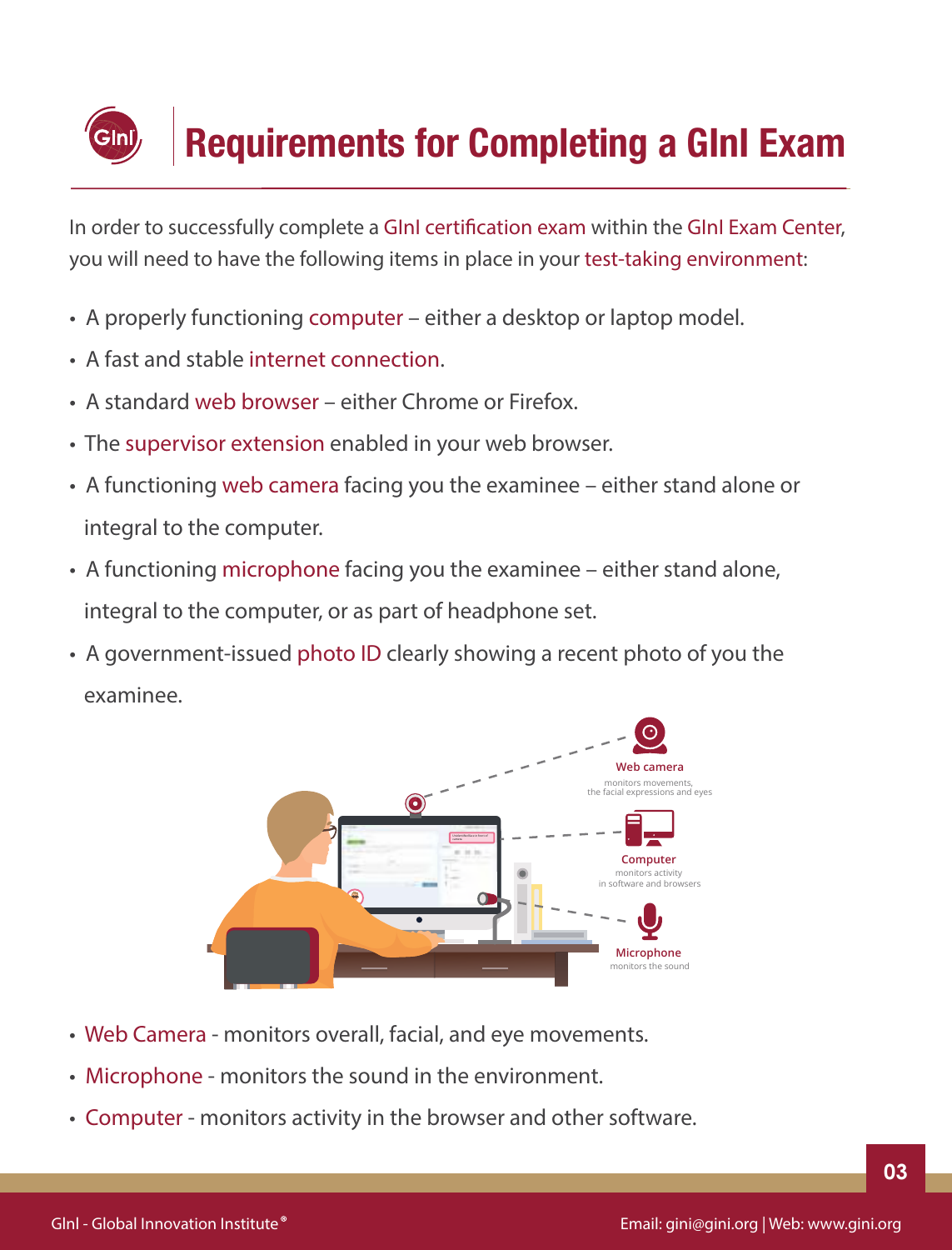# Requirements for Completing a GInI Exam

In order to successfully complete a GInI certification exam within the GInI Exam Center, you will need to have the following items in place in your test-taking environment:

- A properly functioning computer – either a desktop or laptop model.
- A fast and stable internet connection.
- A standard web browser – either Chrome or Firefox.
- The supervisor extension enabled in your web browser.
- A functioning web camera facing you the examinee – either stand alone or integral to the computer.
- A functioning microphone facing you the examinee – either stand alone, integral to the computer, or as part of headphone set.
- A government-issued photo ID clearly showing a recent photo of you the examinee.

Web camera
monitors movements, the facial expressions and eyes

Computer
monitors activity in software and browsers

Microphone
monitors the sound

- Web Camera - monitors overall, facial, and eye movements.
- Microphone - monitors the sound in the environment.
- Computer - monitors activity in the browser and other software.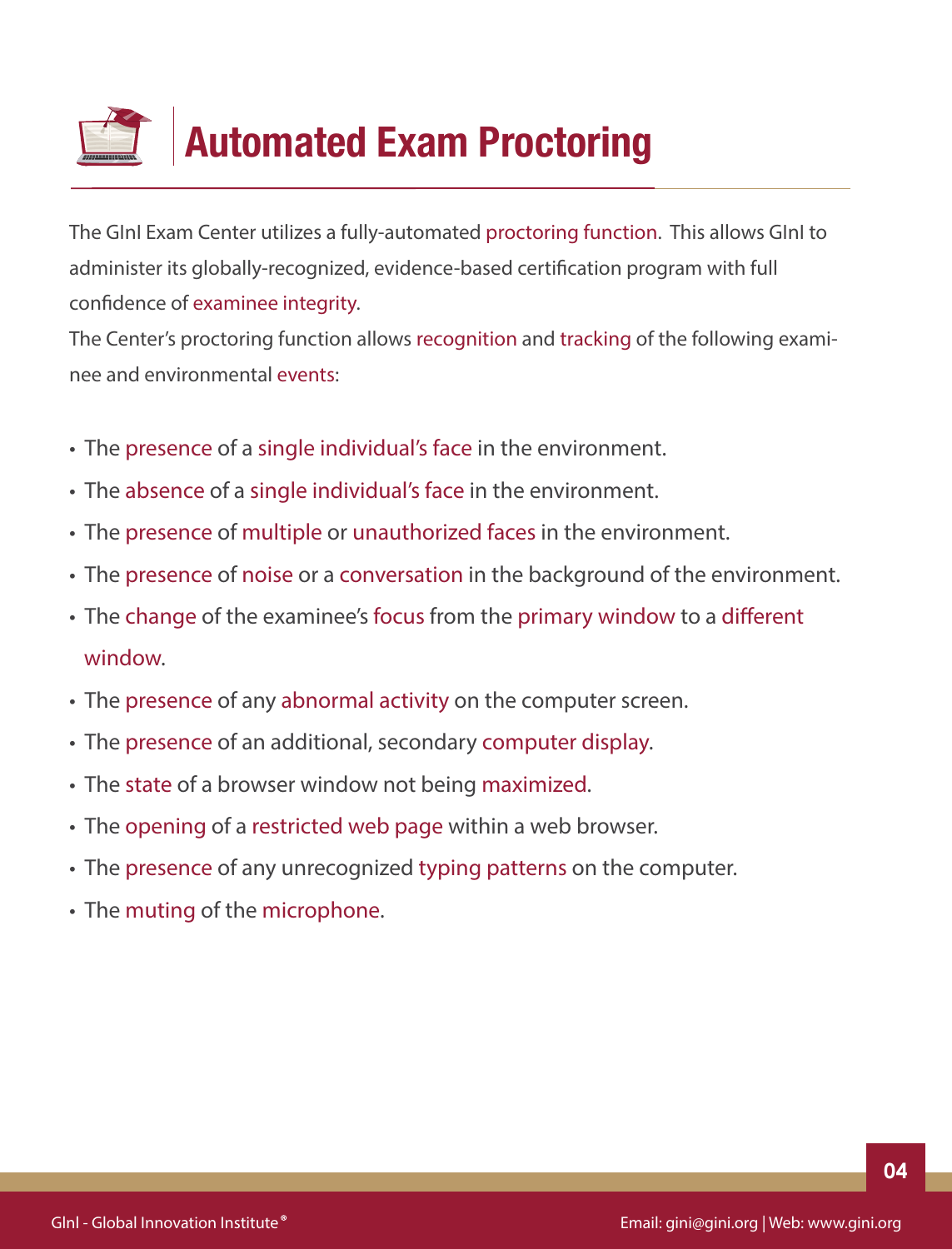# Automated Exam Proctoring

The GInI Exam Center utilizes a fully-automated proctoring function. This allows GInI to administer its globally-recognized, evidence-based certification program with full confidence of examinee integrity.

The Center's proctoring function allows recognition and tracking of the following examinee and environmental events:

- The presence of a single individual's face in the environment.
- The absence of a single individual's face in the environment.
- The presence of multiple or unauthorized faces in the environment.
- The presence of noise or a conversation in the background of the environment.
- The change of the examinee's focus from the primary window to a different window.
- The presence of any abnormal activity on the computer screen.
- The presence of an additional, secondary computer display.
- The state of a browser window not being maximized.
- The opening of a restricted web page within a web browser.
- The presence of any unrecognized typing patterns on the computer.
- The muting of the microphone.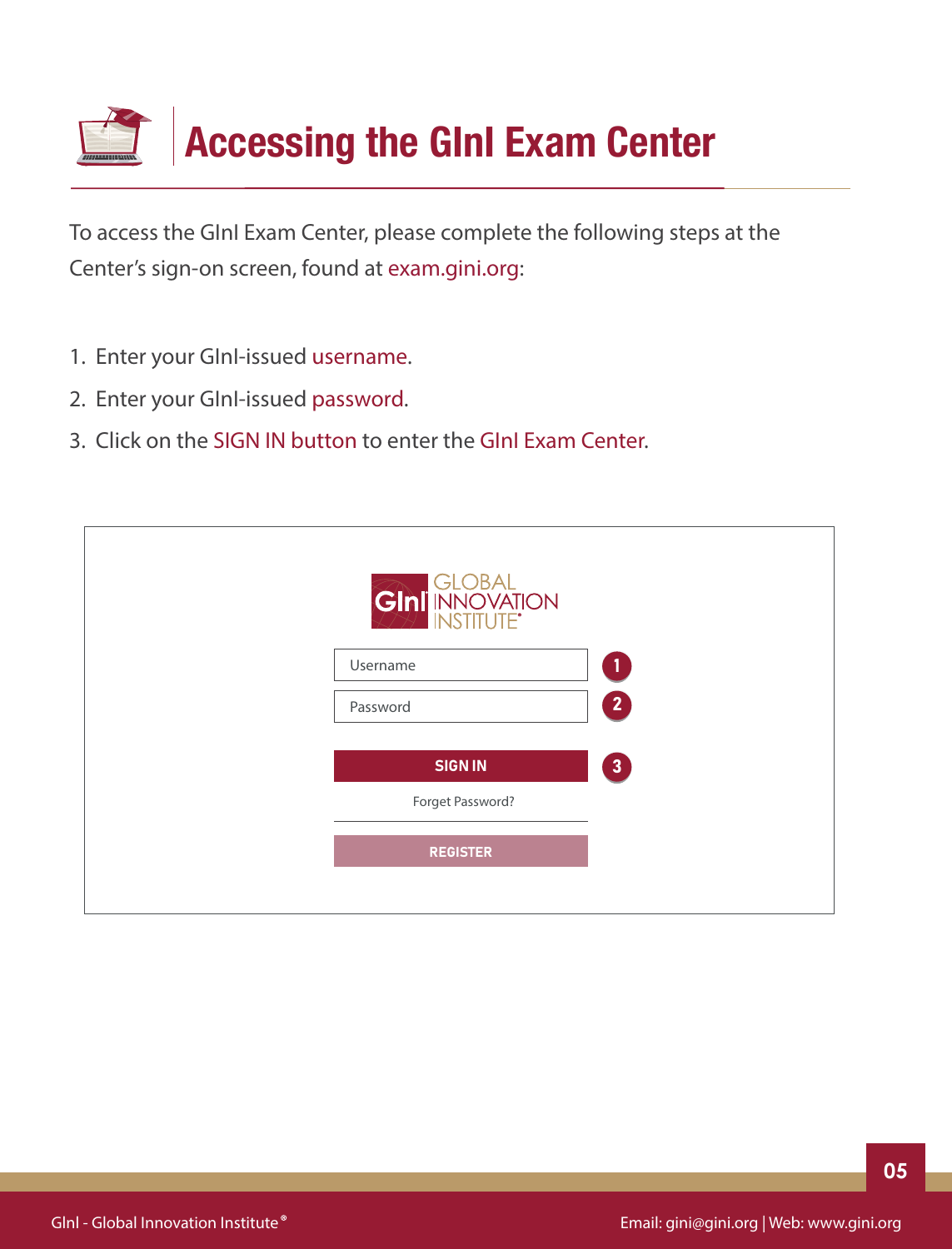# Accessing the GInI Exam Center

To access the GInI Exam Center, please complete the following steps at the Center's sign-on screen, found at exam.gini.org:

1. Enter your GInI-issued username.
2. Enter your GInI-issued password.
3. Click on the SIGN IN button to enter the GInI Exam Center.

GInI GLOBAL INNOVATION INSTITUTE®

Username 1

Password 2

SIGN IN 3

Forget Password?

REGISTER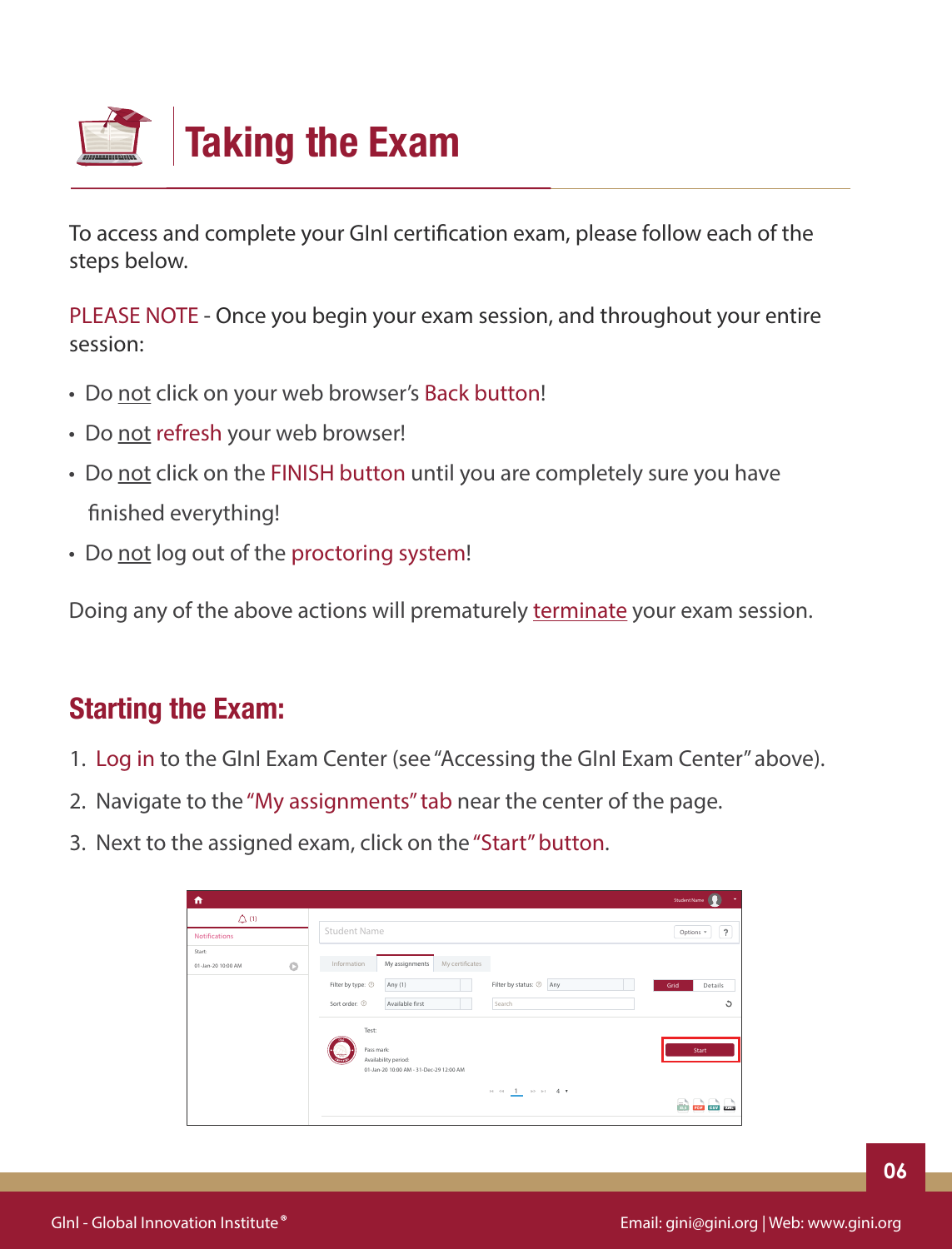# Taking the Exam

To access and complete your GInI certification exam, please follow each of the steps below.

PLEASE NOTE - Once you begin your exam session, and throughout your entire session:

- Do not click on your web browser's Back button!
- Do not refresh your web browser!
- Do not click on the FINISH button until you are completely sure you have finished everything!
- Do not log out of the proctoring system!

Doing any of the above actions will prematurely terminate your exam session.

## Starting the Exam:

1. Log in to the GInI Exam Center (see "Accessing the GInI Exam Center" above).
2. Navigate to the "My assignments" tab near the center of the page.
3. Next to the assigned exam, click on the "Start" button.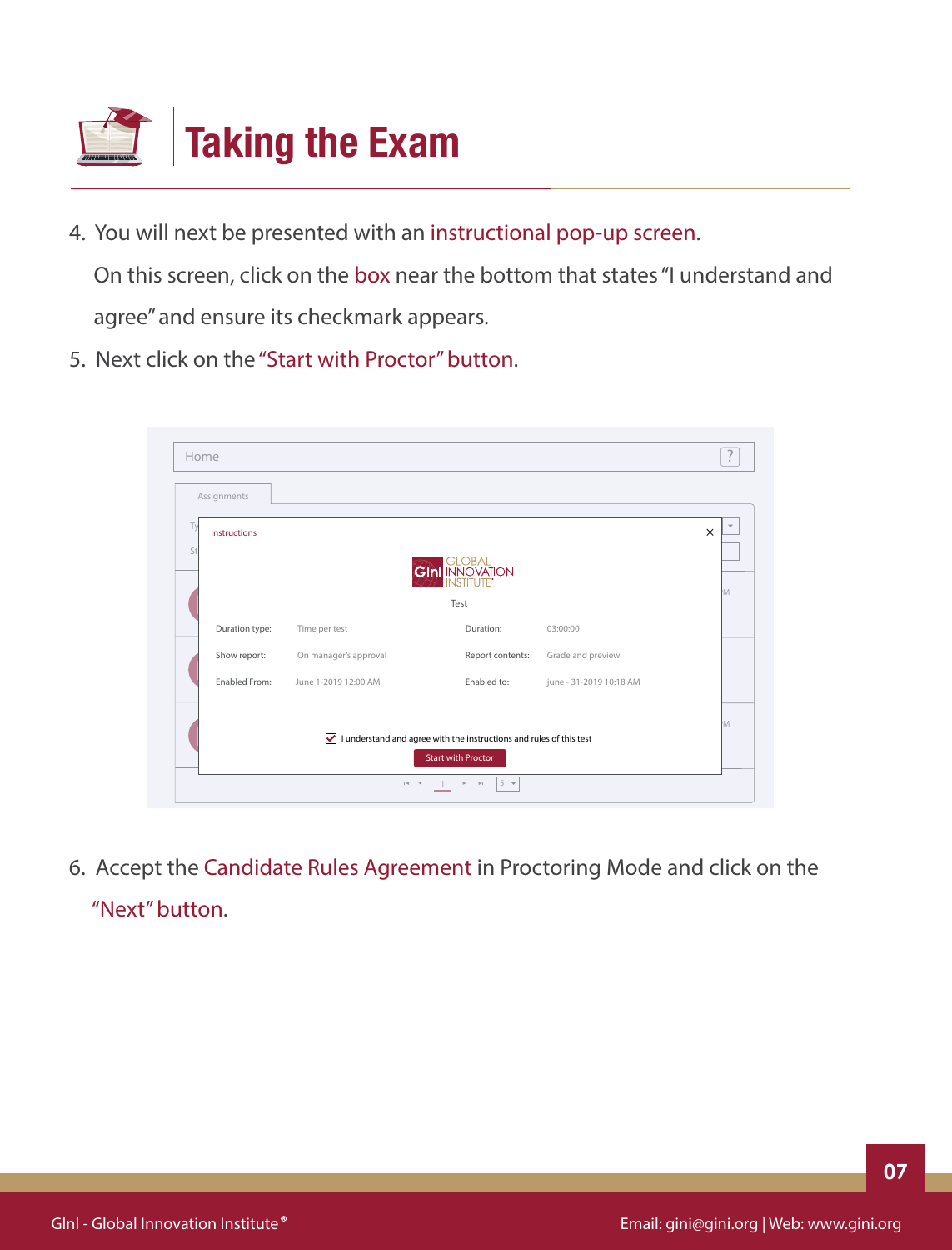# Taking the Exam

4. You will next be presented with an instructional pop-up screen.

   On this screen, click on the box near the bottom that states "I understand and agree" and ensure its checkmark appears.

5. Next click on the "Start with Proctor" button.

6. Accept the Candidate Rules Agreement in Proctoring Mode and click on the "Next" button.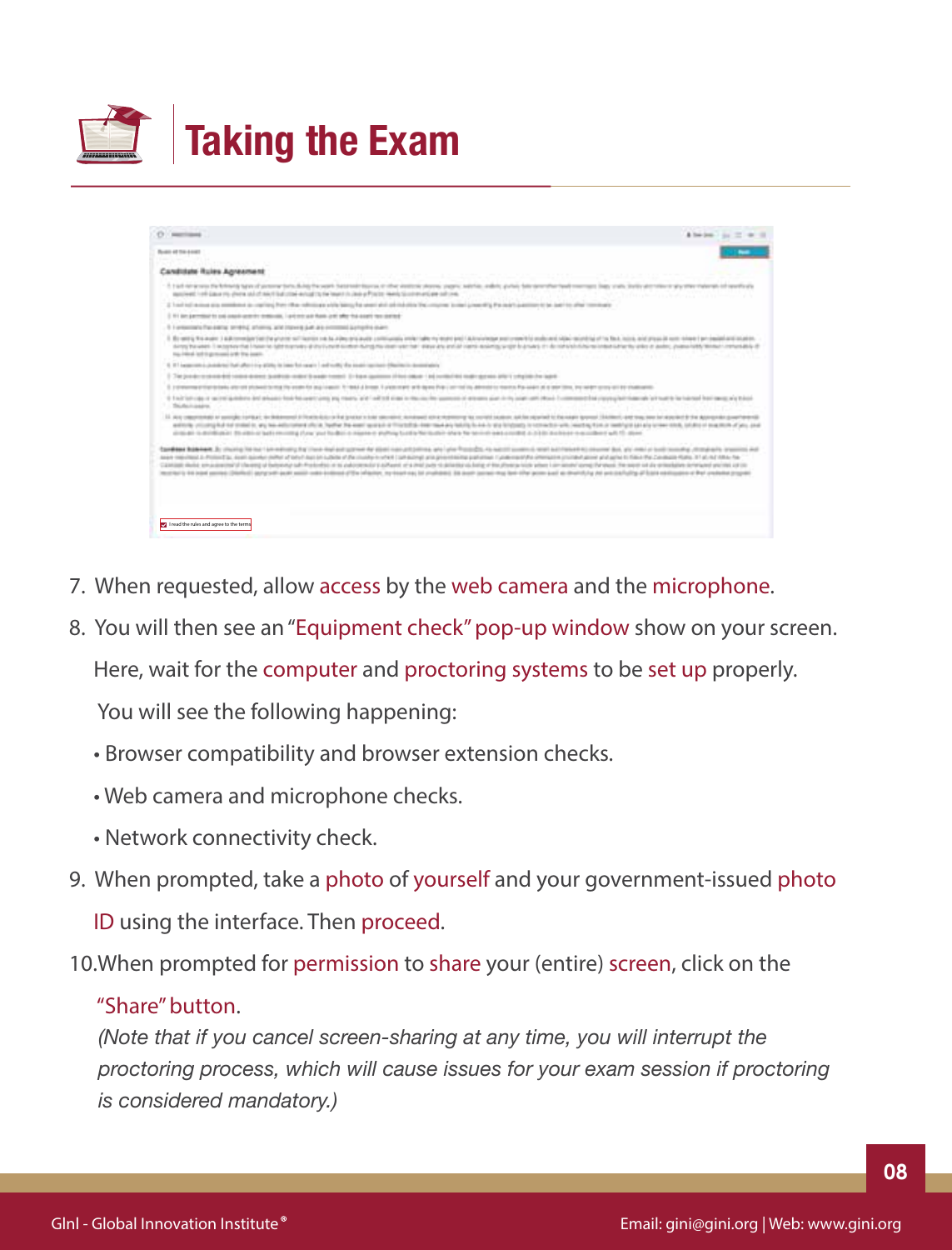# Taking the Exam

7. When requested, allow access by the web camera and the microphone.
8. You will then see an "Equipment check" pop-up window show on your screen. Here, wait for the computer and proctoring systems to be set up properly.

   You will see the following happening:

   • Browser compatibility and browser extension checks.

   • Web camera and microphone checks.

   • Network connectivity check.
9. When prompted, take a photo of yourself and your government-issued photo ID using the interface. Then proceed.
10. When prompted for permission to share your (entire) screen, click on the "Share" button.

    *(Note that if you cancel screen-sharing at any time, you will interrupt the proctoring process, which will cause issues for your exam session if proctoring is considered mandatory.)*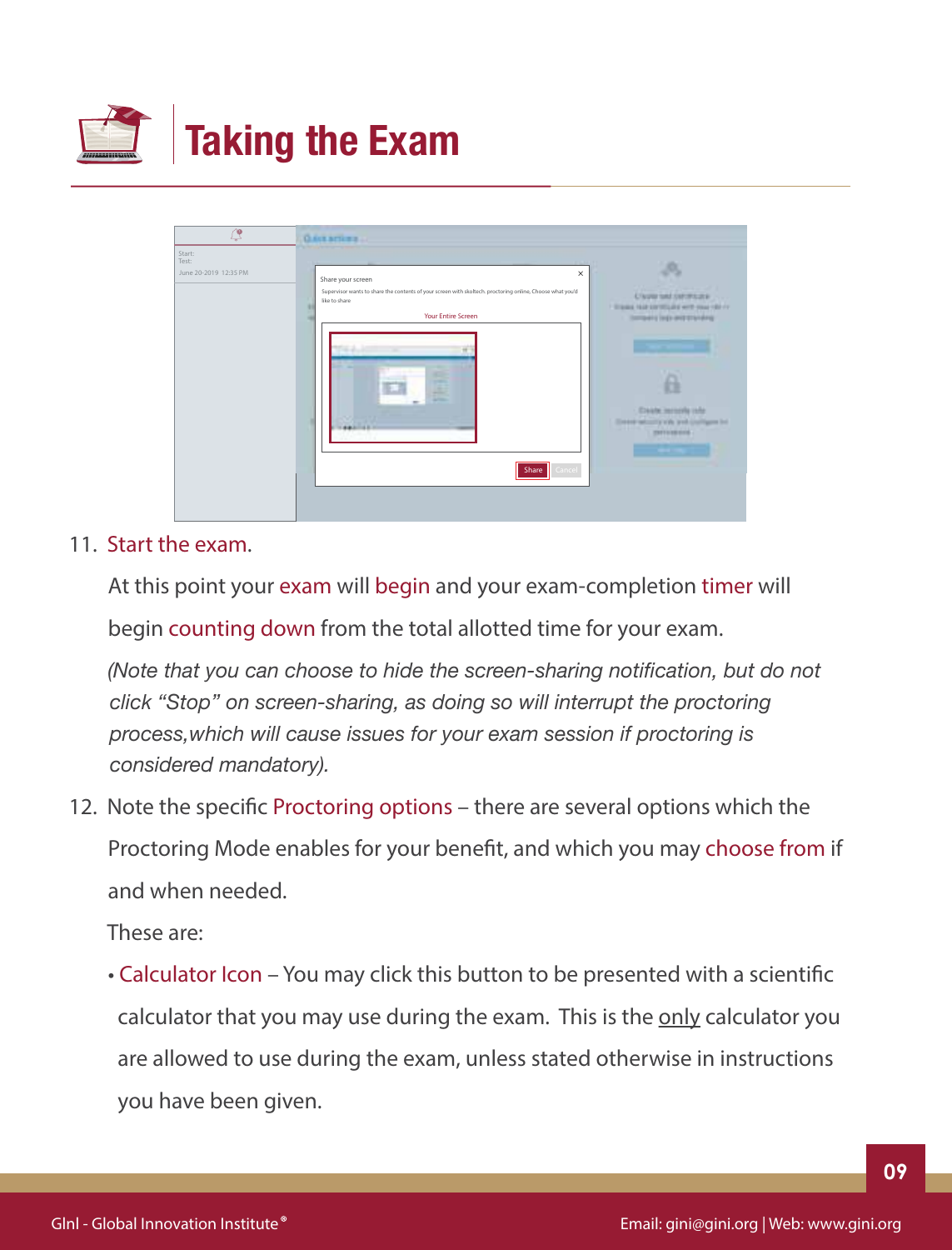# Taking the Exam

11. Start the exam.

    At this point your exam will begin and your exam-completion timer will begin counting down from the total allotted time for your exam.

    *(Note that you can choose to hide the screen-sharing notification, but do not click "Stop" on screen-sharing, as doing so will interrupt the proctoring process,which will cause issues for your exam session if proctoring is considered mandatory).*

12. Note the specific Proctoring options – there are several options which the Proctoring Mode enables for your benefit, and which you may choose from if and when needed.

    These are:

    - Calculator Icon – You may click this button to be presented with a scientific calculator that you may use during the exam. This is the only calculator you are allowed to use during the exam, unless stated otherwise in instructions you have been given.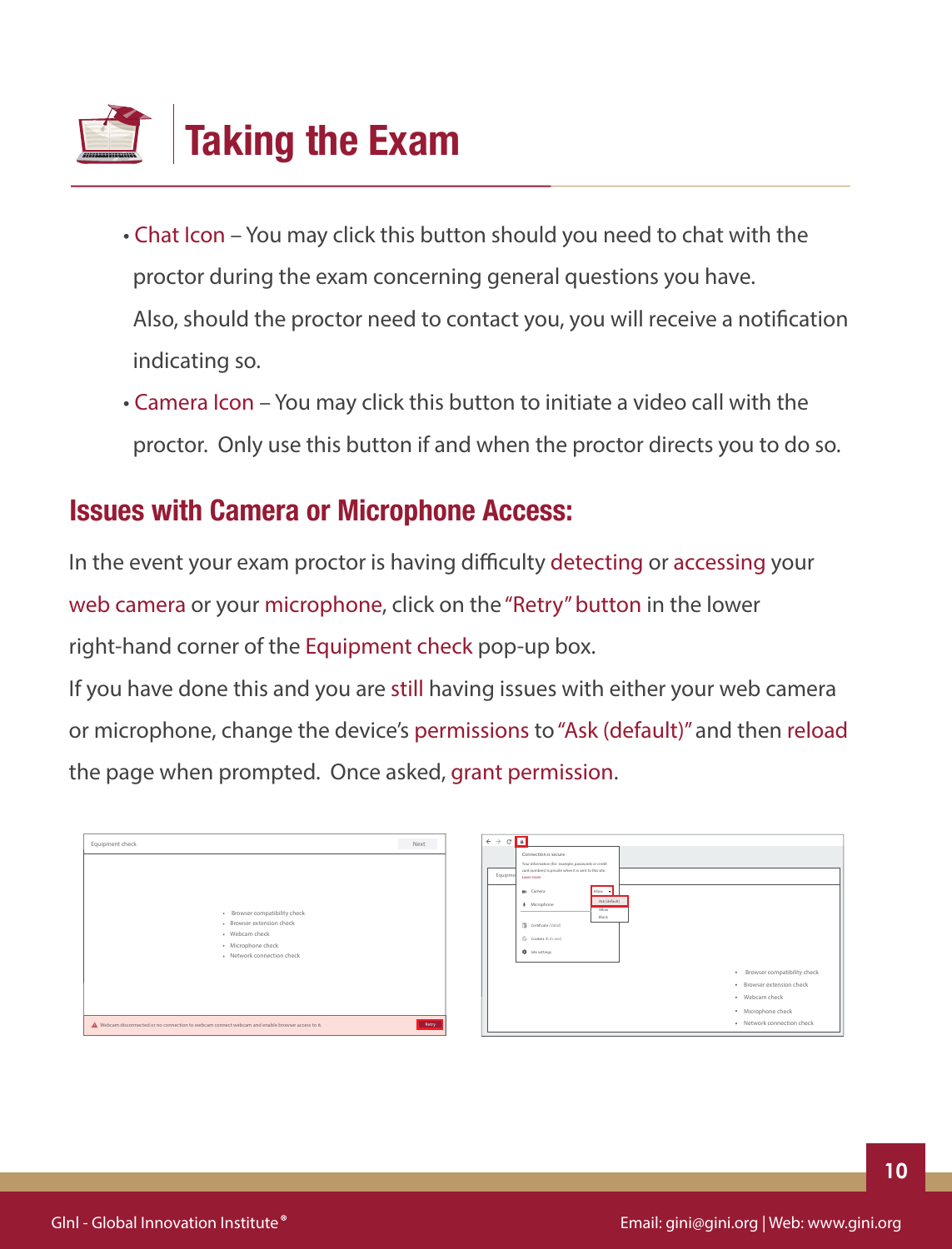# Taking the Exam

- Chat Icon – You may click this button should you need to chat with the proctor during the exam concerning general questions you have. Also, should the proctor need to contact you, you will receive a notification indicating so.
- Camera Icon – You may click this button to initiate a video call with the proctor. Only use this button if and when the proctor directs you to do so.

## Issues with Camera or Microphone Access:

In the event your exam proctor is having difficulty detecting or accessing your web camera or your microphone, click on the "Retry" button in the lower right-hand corner of the Equipment check pop-up box.

If you have done this and you are still having issues with either your web camera or microphone, change the device's permissions to "Ask (default)" and then reload the page when prompted. Once asked, grant permission.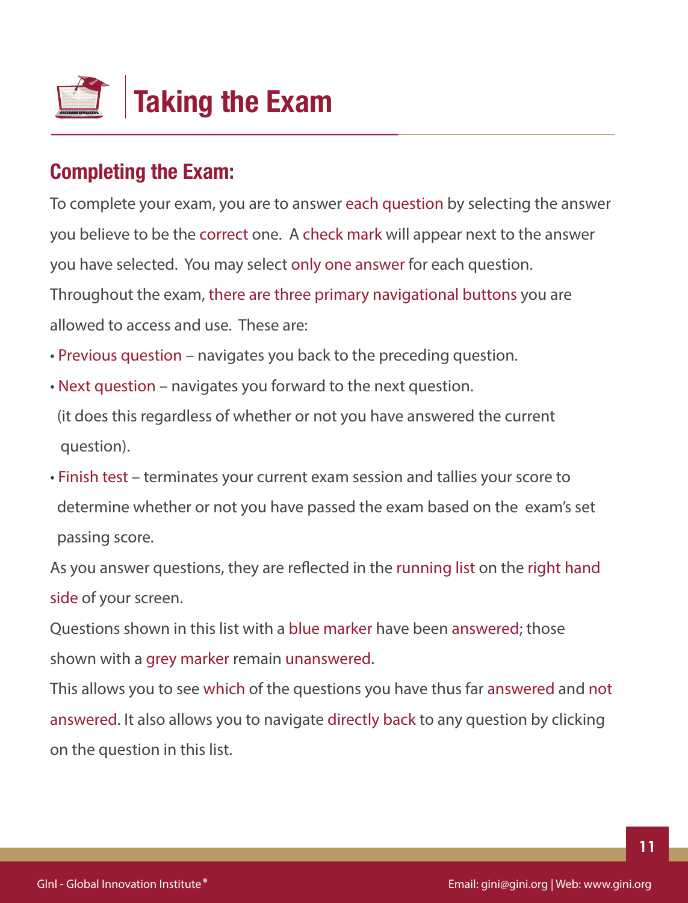# Taking the Exam

## Completing the Exam:

To complete your exam, you are to answer each question by selecting the answer you believe to be the correct one. A check mark will appear next to the answer you have selected. You may select only one answer for each question.

Throughout the exam, there are three primary navigational buttons you are allowed to access and use. These are:

- Previous question – navigates you back to the preceding question.
- Next question – navigates you forward to the next question.
  (it does this regardless of whether or not you have answered the current question).
- Finish test – terminates your current exam session and tallies your score to determine whether or not you have passed the exam based on the exam's set passing score.

As you answer questions, they are reflected in the running list on the right hand side of your screen.

Questions shown in this list with a blue marker have been answered; those shown with a grey marker remain unanswered.

This allows you to see which of the questions you have thus far answered and not answered. It also allows you to navigate directly back to any question by clicking on the question in this list.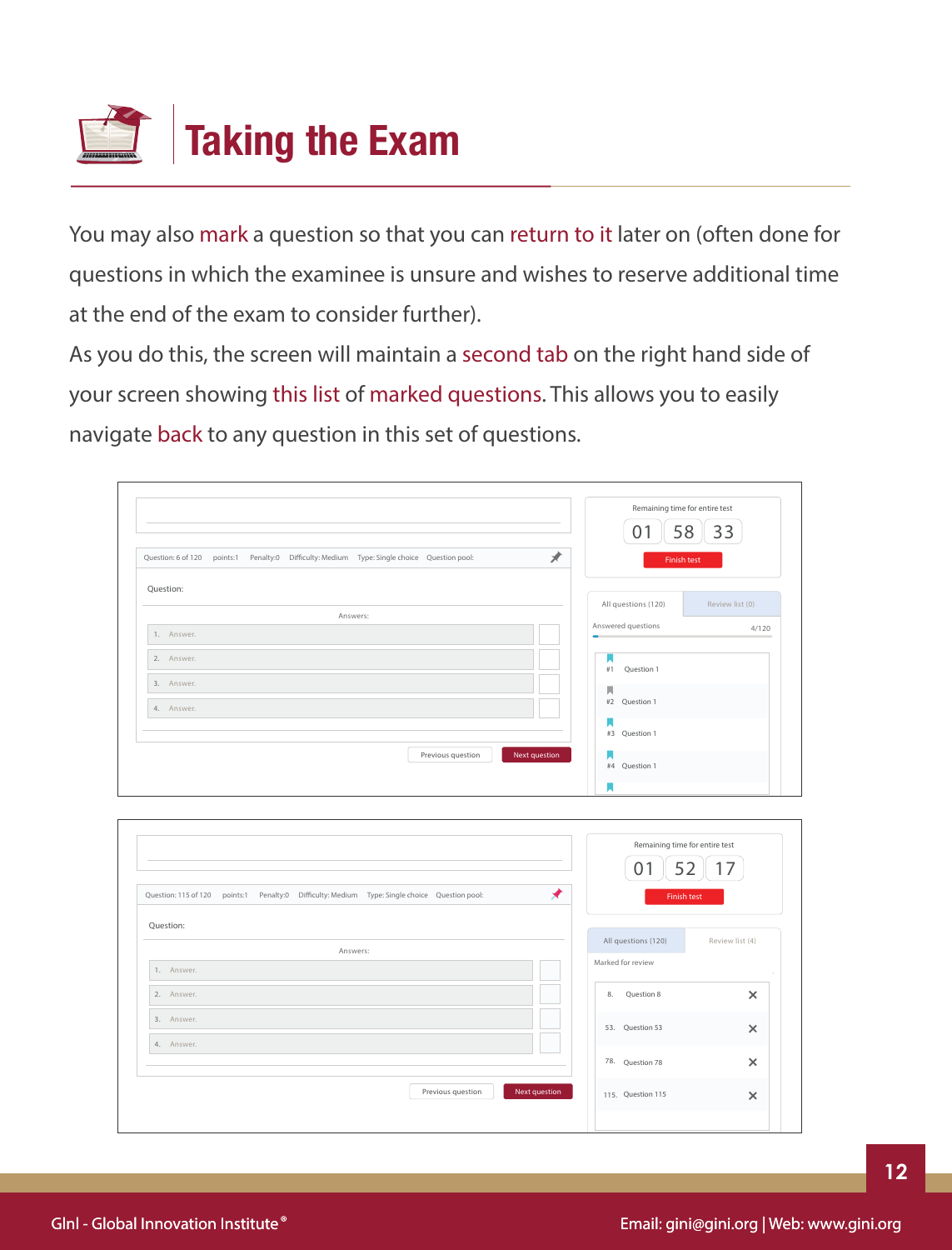# Taking the Exam

You may also mark a question so that you can return to it later on (often done for questions in which the examinee is unsure and wishes to reserve additional time at the end of the exam to consider further).

As you do this, the screen will maintain a second tab on the right hand side of your screen showing this list of marked questions. This allows you to easily navigate back to any question in this set of questions.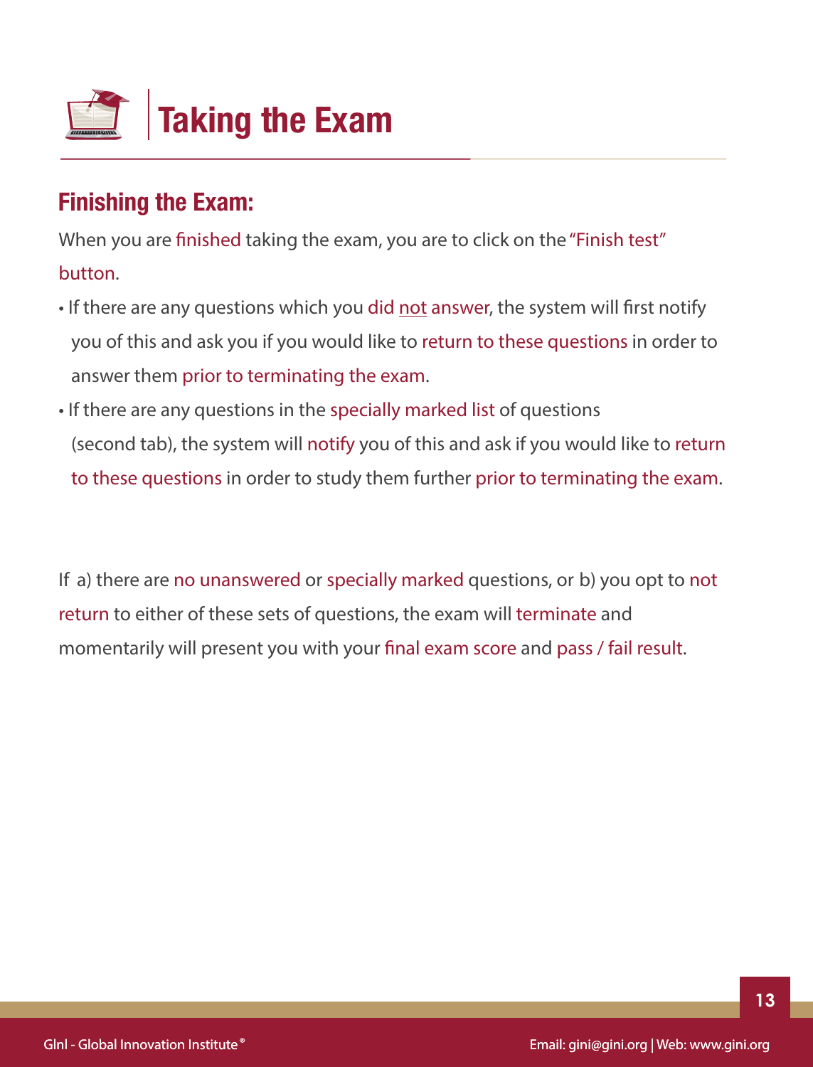# Taking the Exam

## Finishing the Exam:

When you are finished taking the exam, you are to click on the "Finish test" button.

- If there are any questions which you did not answer, the system will first notify you of this and ask you if you would like to return to these questions in order to answer them prior to terminating the exam.
- If there are any questions in the specially marked list of questions (second tab), the system will notify you of this and ask if you would like to return to these questions in order to study them further prior to terminating the exam.

If a) there are no unanswered or specially marked questions, or b) you opt to not return to either of these sets of questions, the exam will terminate and momentarily will present you with your final exam score and pass / fail result.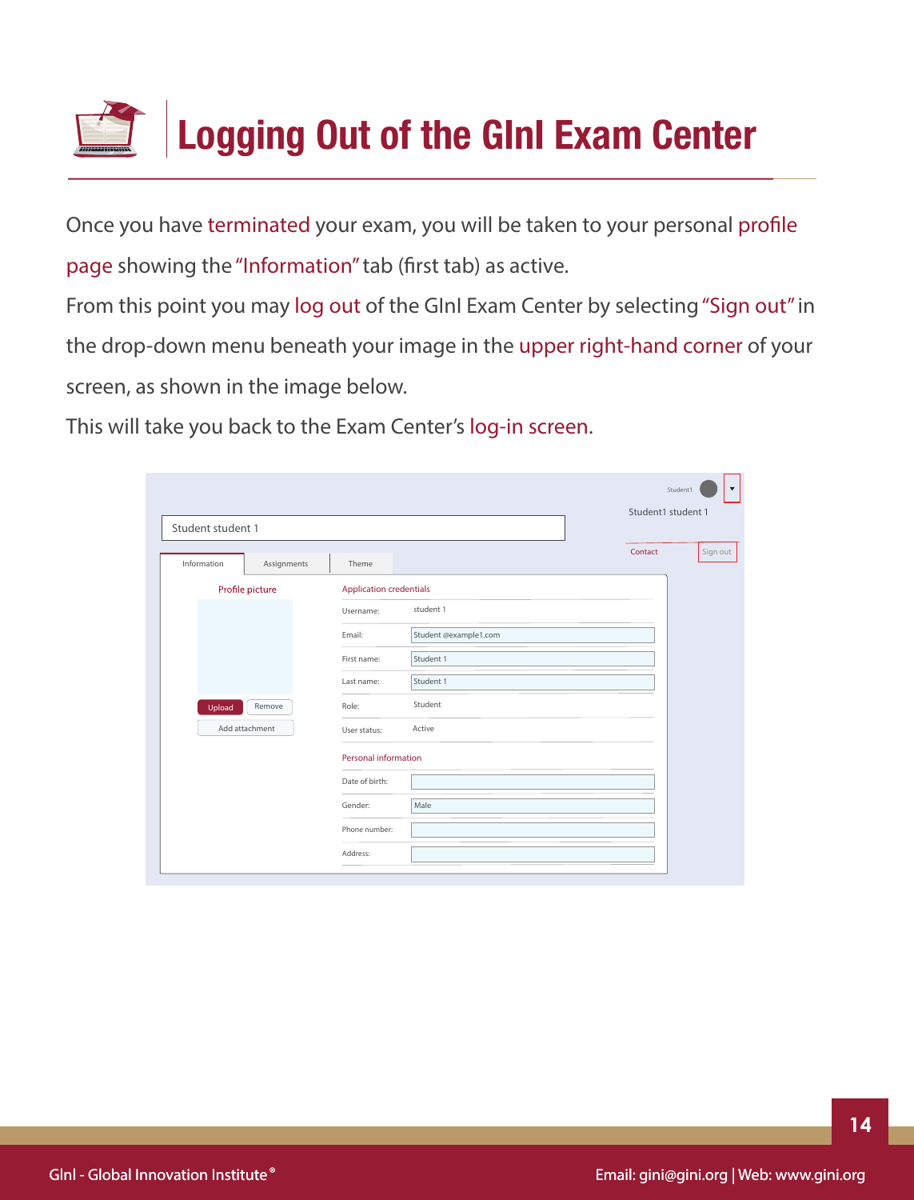# Logging Out of the GInI Exam Center

Once you have terminated your exam, you will be taken to your personal profile page showing the "Information" tab (first tab) as active.

From this point you may log out of the GInI Exam Center by selecting "Sign out" in the drop-down menu beneath your image in the upper right-hand corner of your screen, as shown in the image below.

This will take you back to the Exam Center's log-in screen.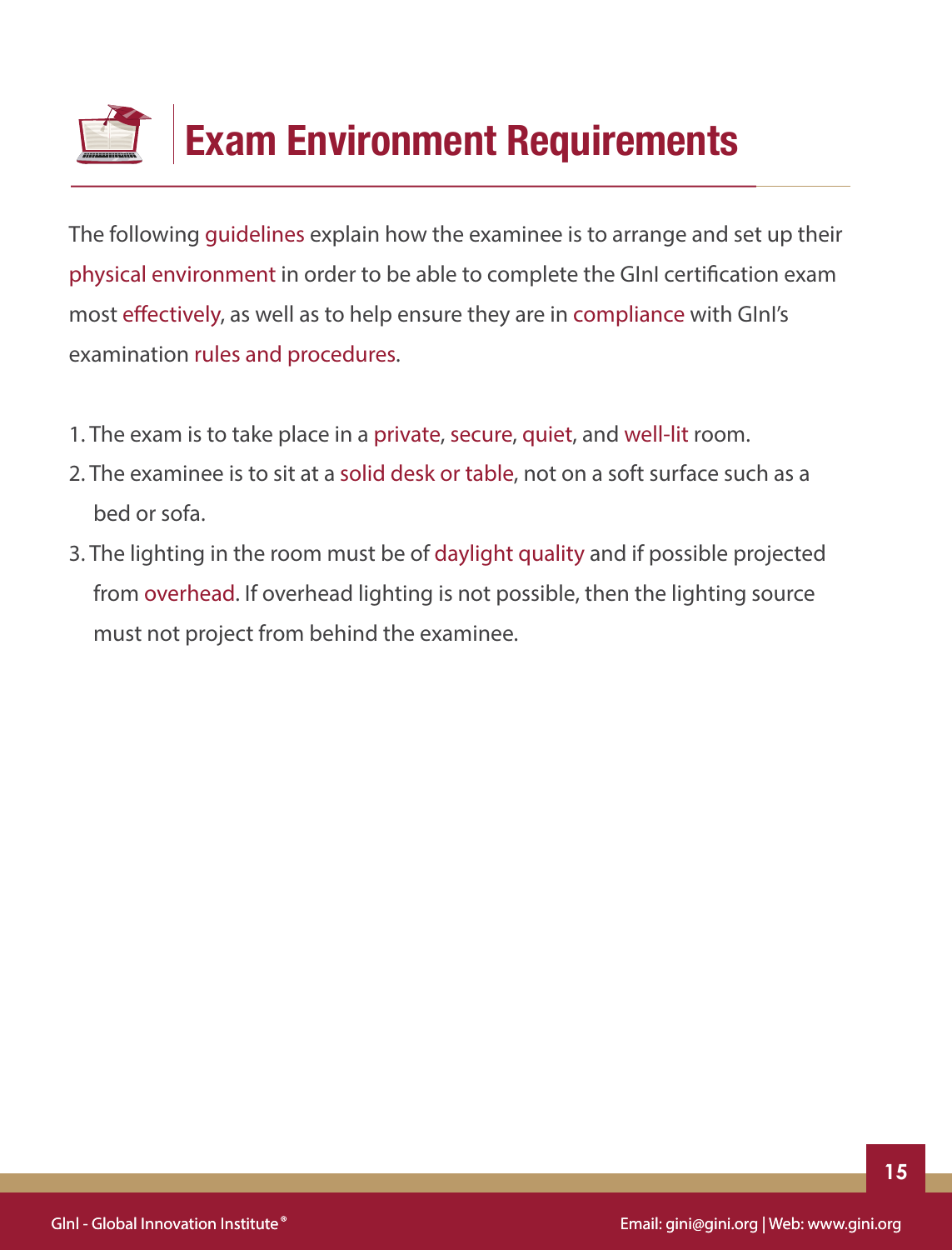# Exam Environment Requirements

The following guidelines explain how the examinee is to arrange and set up their physical environment in order to be able to complete the GInI certification exam most effectively, as well as to help ensure they are in compliance with GInI's examination rules and procedures.

1. The exam is to take place in a private, secure, quiet, and well-lit room.
2. The examinee is to sit at a solid desk or table, not on a soft surface such as a bed or sofa.
3. The lighting in the room must be of daylight quality and if possible projected from overhead. If overhead lighting is not possible, then the lighting source must not project from behind the examinee.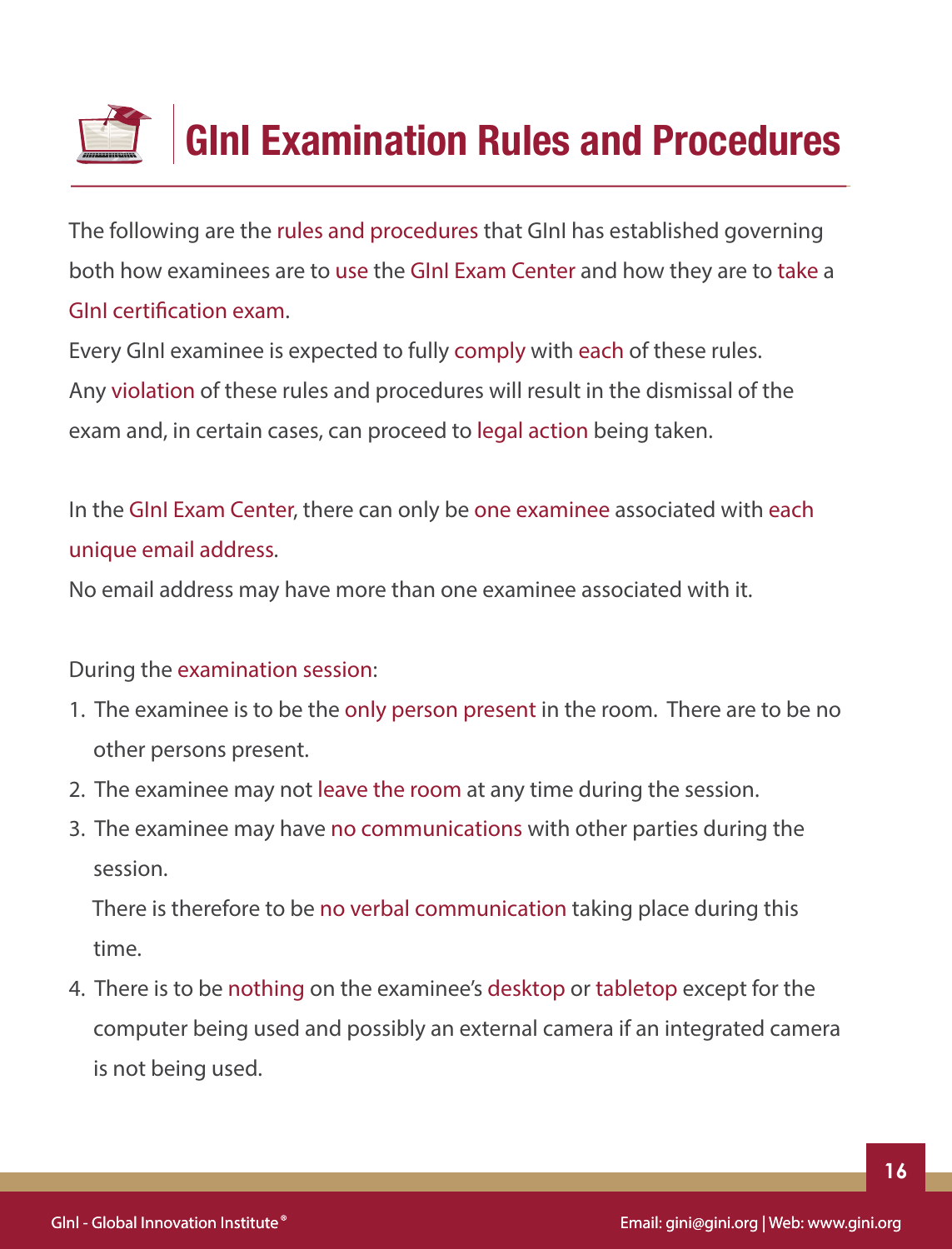# GInI Examination Rules and Procedures

The following are the rules and procedures that GInI has established governing both how examinees are to use the GInI Exam Center and how they are to take a GInI certification exam.

Every GInI examinee is expected to fully comply with each of these rules.

Any violation of these rules and procedures will result in the dismissal of the exam and, in certain cases, can proceed to legal action being taken.

In the GInI Exam Center, there can only be one examinee associated with each unique email address.

No email address may have more than one examinee associated with it.

During the examination session:

1. The examinee is to be the only person present in the room. There are to be no other persons present.
2. The examinee may not leave the room at any time during the session.
3. The examinee may have no communications with other parties during the session.

   There is therefore to be no verbal communication taking place during this time.
4. There is to be nothing on the examinee's desktop or tabletop except for the computer being used and possibly an external camera if an integrated camera is not being used.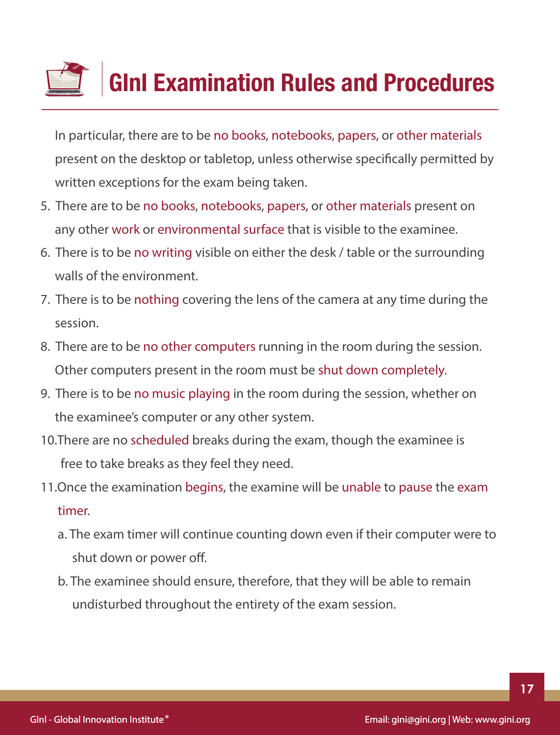# GInI Examination Rules and Procedures

In particular, there are to be no books, notebooks, papers, or other materials present on the desktop or tabletop, unless otherwise specifically permitted by written exceptions for the exam being taken.

5. There are to be no books, notebooks, papers, or other materials present on any other work or environmental surface that is visible to the examinee.
6. There is to be no writing visible on either the desk / table or the surrounding walls of the environment.
7. There is to be nothing covering the lens of the camera at any time during the session.
8. There are to be no other computers running in the room during the session. Other computers present in the room must be shut down completely.
9. There is to be no music playing in the room during the session, whether on the examinee's computer or any other system.
10. There are no scheduled breaks during the exam, though the examinee is free to take breaks as they feel they need.
11. Once the examination begins, the examine will be unable to pause the exam timer.
    a. The exam timer will continue counting down even if their computer were to shut down or power off.
    b. The examinee should ensure, therefore, that they will be able to remain undisturbed throughout the entirety of the exam session.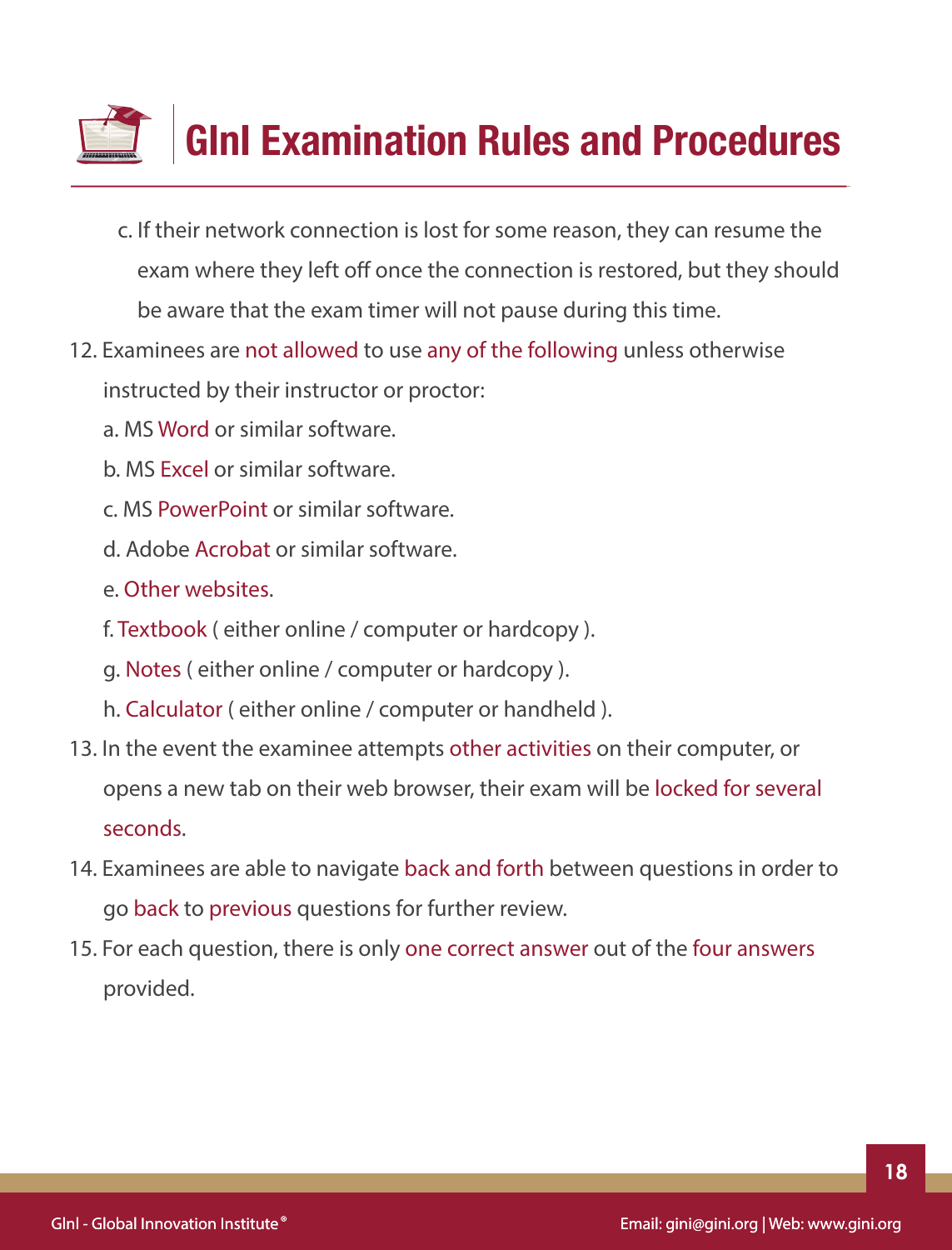# GInI Examination Rules and Procedures

c. If their network connection is lost for some reason, they can resume the exam where they left off once the connection is restored, but they should be aware that the exam timer will not pause during this time.

12. Examinees are not allowed to use any of the following unless otherwise instructed by their instructor or proctor:
    a. MS Word or similar software.
    b. MS Excel or similar software.
    c. MS PowerPoint or similar software.
    d. Adobe Acrobat or similar software.
    e. Other websites.
    f. Textbook ( either online / computer or hardcopy ).
    g. Notes ( either online / computer or hardcopy ).
    h. Calculator ( either online / computer or handheld ).
13. In the event the examinee attempts other activities on their computer, or opens a new tab on their web browser, their exam will be locked for several seconds.
14. Examinees are able to navigate back and forth between questions in order to go back to previous questions for further review.
15. For each question, there is only one correct answer out of the four answers provided.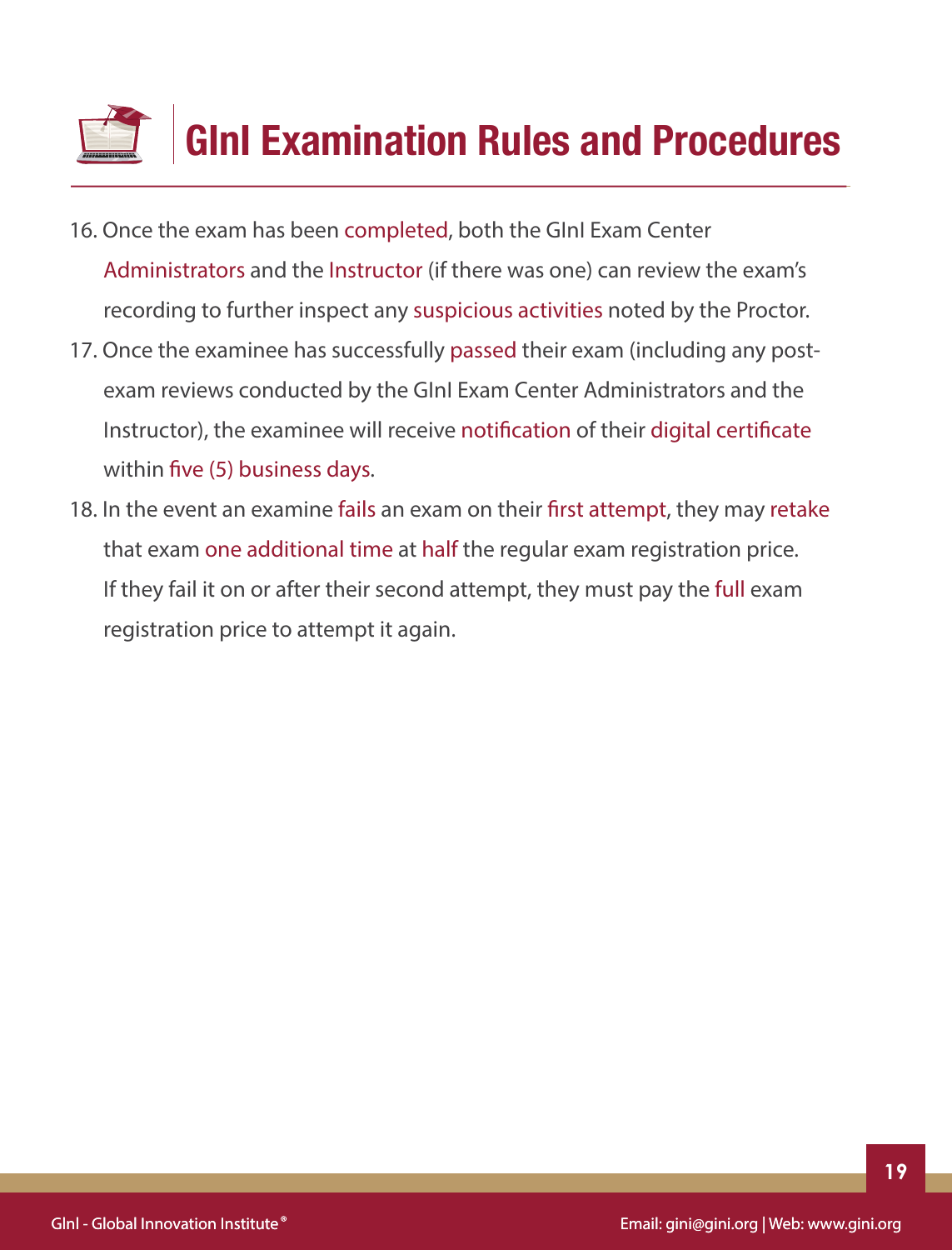# GInI Examination Rules and Procedures

16. Once the exam has been completed, both the GInI Exam Center Administrators and the Instructor (if there was one) can review the exam's recording to further inspect any suspicious activities noted by the Proctor.
17. Once the examinee has successfully passed their exam (including any post-exam reviews conducted by the GInI Exam Center Administrators and the Instructor), the examinee will receive notification of their digital certificate within five (5) business days.
18. In the event an examine fails an exam on their first attempt, they may retake that exam one additional time at half the regular exam registration price. If they fail it on or after their second attempt, they must pay the full exam registration price to attempt it again.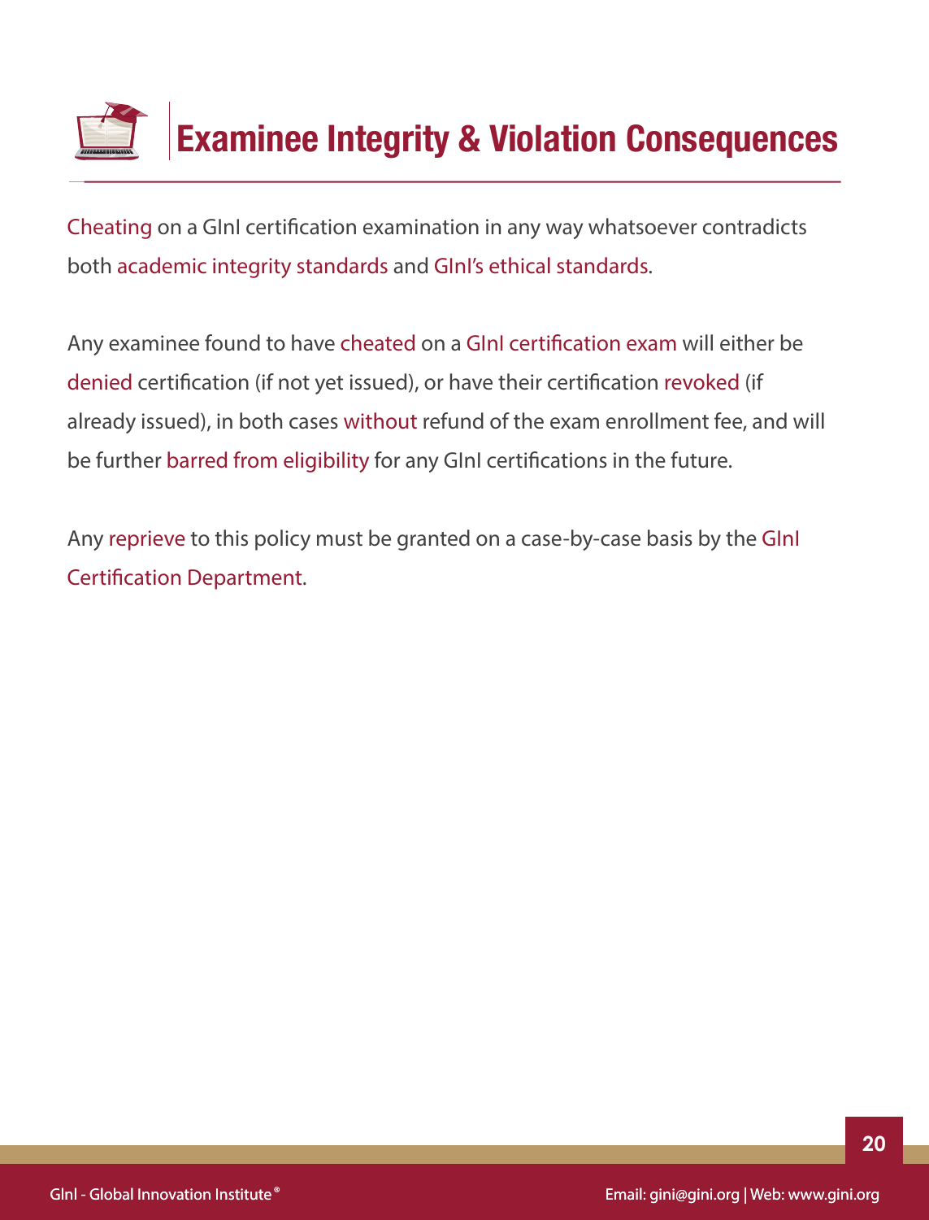# Examinee Integrity & Violation Consequences

Cheating on a GInI certification examination in any way whatsoever contradicts both academic integrity standards and GInI's ethical standards.

Any examinee found to have cheated on a GInI certification exam will either be denied certification (if not yet issued), or have their certification revoked (if already issued), in both cases without refund of the exam enrollment fee, and will be further barred from eligibility for any GInI certifications in the future.

Any reprieve to this policy must be granted on a case-by-case basis by the GInI Certification Department.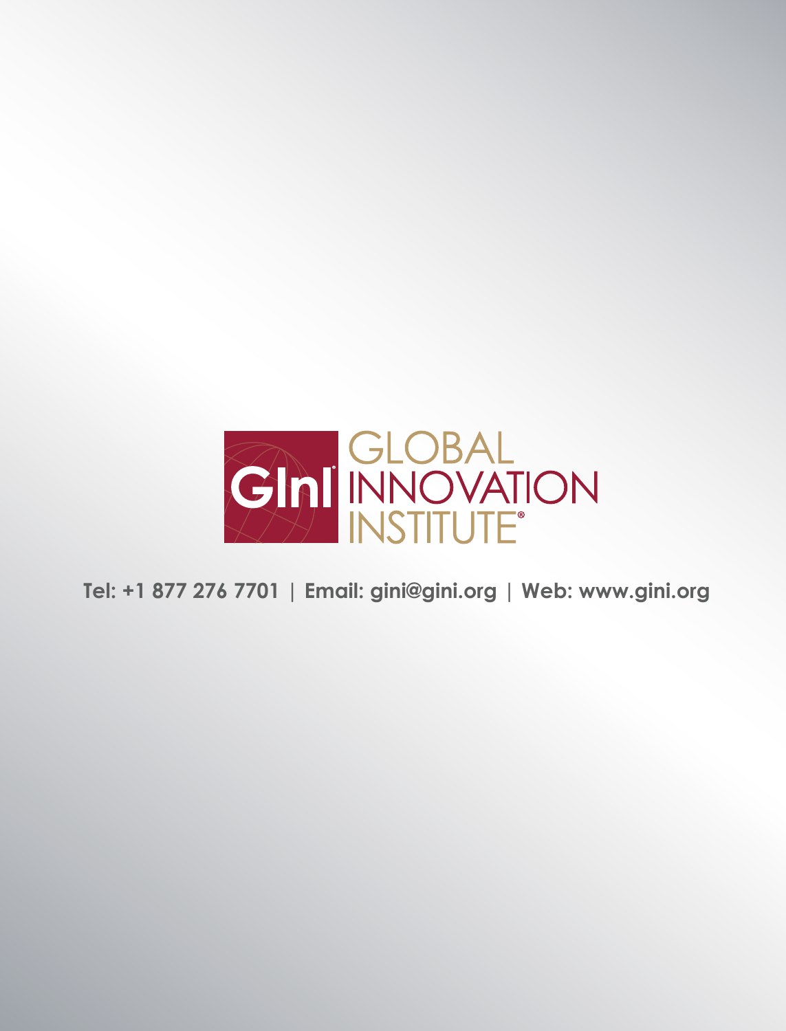GInI GLOBAL INNOVATION INSTITUTE®

**Tel: +1 877 276 7701 | Email: gini@gini.org | Web: www.gini.org**